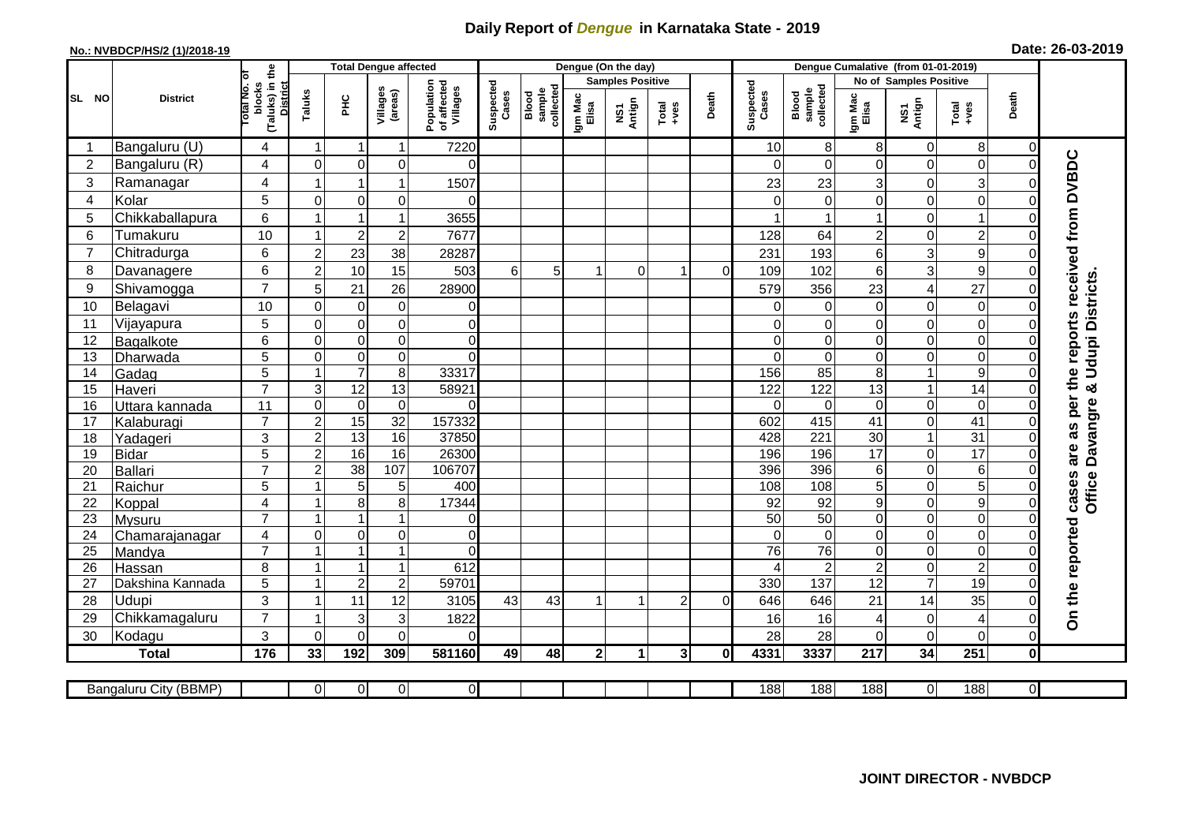# Daily Report of *Dengue* in Karnataka State - 2019

**No.: NVBDCP/HS/2 (1)/2018-19** **Date: 26-03-2019**

| SL NO | District | Total No. of blocks (Taluks) in the District | Total Dengue affected | | | | Dengue (On the day) | | | | | | | Dengue Cumalative (from 01-01-2019) | | | | | | | |
|---|---|---|---|---|---|---|---|---|---|---|---|---|---|---|---|---|---|---|---|---|
| | | | Taluks | PHC | Villages (areas) | Population of affected Villages | Suspected Cases | Blood sample collected | Samples Positive | | | Death | Suspected Cases | Blood sample collected | No of Samples Positive | | | Death | |
| | | | | | | | | | Igm Mac Elisa | NS1 Antign | Total +ves | | | | Igm Mac Elisa | NS1 Antign | Total +ves | | |
| 1 | Bangaluru (U) | 4 | 1 | 1 | 1 | 7220 | | | | | | | 10 | 8 | 8 | 0 | 8 | 0 | On the reported cases are as per the reports received from DVBDC Office Davangre & Udupi Districts. |
| 2 | Bangaluru (R) | 4 | 0 | 0 | 0 | 0 | | | | | | | 0 | 0 | 0 | 0 | 0 | 0 | |
| 3 | Ramanagar | 4 | 1 | 1 | 1 | 1507 | | | | | | | 23 | 23 | 3 | 0 | 3 | 0 | |
| 4 | Kolar | 5 | 0 | 0 | 0 | 0 | | | | | | | 0 | 0 | 0 | 0 | 0 | 0 | |
| 5 | Chikkaballapura | 6 | 1 | 1 | 1 | 3655 | | | | | | | 1 | 1 | 1 | 0 | 1 | 0 | |
| 6 | Tumakuru | 10 | 1 | 2 | 2 | 7677 | | | | | | | 128 | 64 | 2 | 0 | 2 | 0 | |
| 7 | Chitradurga | 6 | 2 | 23 | 38 | 28287 | | | | | | | 231 | 193 | 6 | 3 | 9 | 0 | |
| 8 | Davanagere | 6 | 2 | 10 | 15 | 503 | 6 | 5 | 1 | 0 | 1 | 0 | 109 | 102 | 6 | 3 | 9 | 0 | |
| 9 | Shivamogga | 7 | 5 | 21 | 26 | 28900 | | | | | | | 579 | 356 | 23 | 4 | 27 | 0 | |
| 10 | Belagavi | 10 | 0 | 0 | 0 | 0 | | | | | | | 0 | 0 | 0 | 0 | 0 | 0 | |
| 11 | Vijayapura | 5 | 0 | 0 | 0 | 0 | | | | | | | 0 | 0 | 0 | 0 | 0 | 0 | |
| 12 | Bagalkote | 6 | 0 | 0 | 0 | 0 | | | | | | | 0 | 0 | 0 | 0 | 0 | 0 | |
| 13 | Dharwada | 5 | 0 | 0 | 0 | 0 | | | | | | | 0 | 0 | 0 | 0 | 0 | 0 | |
| 14 | Gadag | 5 | 1 | 7 | 8 | 33317 | | | | | | | 156 | 85 | 8 | 1 | 9 | 0 | |
| 15 | Haveri | 7 | 3 | 12 | 13 | 58921 | | | | | | | 122 | 122 | 13 | 1 | 14 | 0 | |
| 16 | Uttara kannada | 11 | 0 | 0 | 0 | 0 | | | | | | | 0 | 0 | 0 | 0 | 0 | 0 | |
| 17 | Kalaburagi | 7 | 2 | 15 | 32 | 157332 | | | | | | | 602 | 415 | 41 | 0 | 41 | 0 | |
| 18 | Yadageri | 3 | 2 | 13 | 16 | 37850 | | | | | | | 428 | 221 | 30 | 1 | 31 | 0 | |
| 19 | Bidar | 5 | 2 | 16 | 16 | 26300 | | | | | | | 196 | 196 | 17 | 0 | 17 | 0 | |
| 20 | Ballari | 7 | 2 | 38 | 107 | 106707 | | | | | | | 396 | 396 | 6 | 0 | 6 | 0 | |
| 21 | Raichur | 5 | 1 | 5 | 5 | 400 | | | | | | | 108 | 108 | 5 | 0 | 5 | 0 | |
| 22 | Koppal | 4 | 1 | 8 | 8 | 17344 | | | | | | | 92 | 92 | 9 | 0 | 9 | 0 | |
| 23 | Mysuru | 7 | 1 | 1 | 1 | 0 | | | | | | | 50 | 50 | 0 | 0 | 0 | 0 | |
| 24 | Chamarajanagar | 4 | 0 | 0 | 0 | 0 | | | | | | | 0 | 0 | 0 | 0 | 0 | 0 | |
| 25 | Mandya | 7 | 1 | 1 | 1 | 0 | | | | | | | 76 | 76 | 0 | 0 | 0 | 0 | |
| 26 | Hassan | 8 | 1 | 1 | 1 | 612 | | | | | | | 4 | 2 | 2 | 0 | 2 | 0 | |
| 27 | Dakshina Kannada | 5 | 1 | 2 | 2 | 59701 | | | | | | | 330 | 137 | 12 | 7 | 19 | 0 | |
| 28 | Udupi | 3 | 1 | 11 | 12 | 3105 | 43 | 43 | 1 | 1 | 2 | 0 | 646 | 646 | 21 | 14 | 35 | 0 | |
| 29 | Chikkamagaluru | 7 | 1 | 3 | 3 | 1822 | | | | | | | 16 | 16 | 4 | 0 | 4 | 0 | |
| 30 | Kodagu | 3 | 0 | 0 | 0 | 0 | | | | | | | 28 | 28 | 0 | 0 | 0 | 0 | |
| | **Total** | **176** | **33** | **192** | **309** | **581160** | **49** | **48** | **2** | **1** | **3** | **0** | **4331** | **3337** | **217** | **34** | **251** | **0** | |

| Bangaluru City (BBMP) | | 0 | 0 | 0 | 0 | | | | | | | 188 | 188 | 188 | 0 | 188 | 0 |
|---|---|---|---|---|---|---|---|---|---|---|---|---|---|---|---|---|---|

**JOINT DIRECTOR - NVBDCP**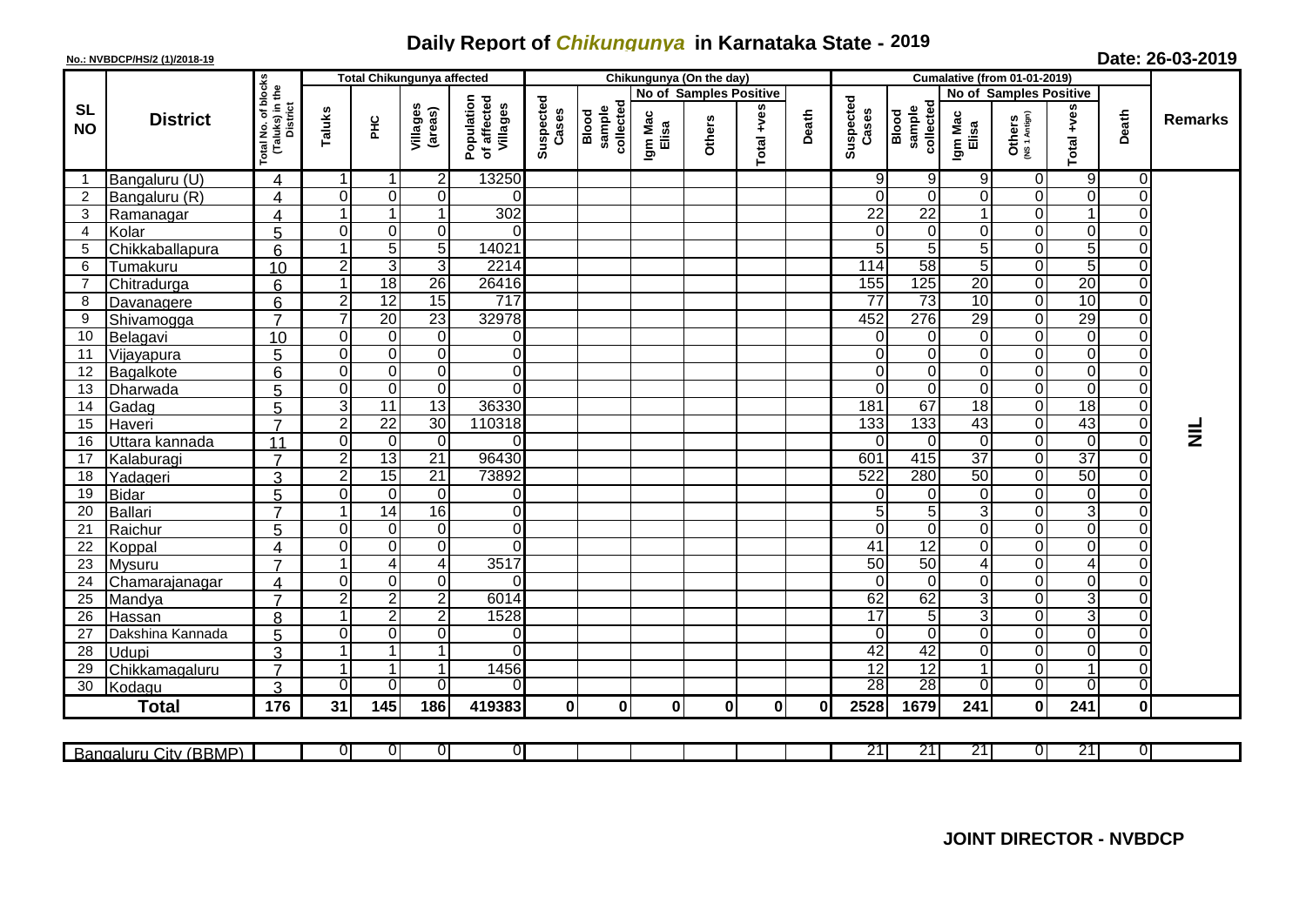# Daily Report of *Chikungunya* in Karnataka State - 2019

**No.: NVBDCP/HS/2 (1)/2018-19**

**Date: 26-03-2019**

| SL NO | District | Total No. of blocks (Taluks) in the District | Total Chikungunya affected | | | | Chikungunya (On the day) | | | | | | | Cumalative (from 01-01-2019) | | | | | | | Remarks |
|---|---|---|---|---|---|---|---|---|---|---|---|---|---|---|---|---|---|---|---|---|---|
| | | | | | | | | | No of Samples Positive | | | | | | | No of Samples Positive | | | | | |
| | | | Taluks | PHC | Villages (areas) | Population of affected Villages | Suspected Cases | Blood sample collected | Igm Mac Elisa | Others | Total +ves | Death | Suspected Cases | Blood sample collected | Igm Mac Elisa | Others (NS 1 Antign) | Total +ves | Death | |
| 1 | Bangaluru (U) | 4 | 1 | 1 | 2 | 13250 | | | | | | | 9 | 9 | 9 | 0 | 9 | 0 | NIL |
| 2 | Bangaluru (R) | 4 | 0 | 0 | 0 | 0 | | | | | | | 0 | 0 | 0 | 0 | 0 | 0 | |
| 3 | Ramanagar | 4 | 1 | 1 | 1 | 302 | | | | | | | 22 | 22 | 1 | 0 | 1 | 0 | |
| 4 | Kolar | 5 | 0 | 0 | 0 | 0 | | | | | | | 0 | 0 | 0 | 0 | 0 | 0 | |
| 5 | Chikkaballapura | 6 | 1 | 5 | 5 | 14021 | | | | | | | 5 | 5 | 5 | 0 | 5 | 0 | |
| 6 | Tumakuru | 10 | 2 | 3 | 3 | 2214 | | | | | | | 114 | 58 | 5 | 0 | 5 | 0 | |
| 7 | Chitradurga | 6 | 1 | 18 | 26 | 26416 | | | | | | | 155 | 125 | 20 | 0 | 20 | 0 | |
| 8 | Davanagere | 6 | 2 | 12 | 15 | 717 | | | | | | | 77 | 73 | 10 | 0 | 10 | 0 | |
| 9 | Shivamogga | 7 | 7 | 20 | 23 | 32978 | | | | | | | 452 | 276 | 29 | 0 | 29 | 0 | |
| 10 | Belagavi | 10 | 0 | 0 | 0 | 0 | | | | | | | 0 | 0 | 0 | 0 | 0 | 0 | |
| 11 | Vijayapura | 5 | 0 | 0 | 0 | 0 | | | | | | | 0 | 0 | 0 | 0 | 0 | 0 | |
| 12 | Bagalkote | 6 | 0 | 0 | 0 | 0 | | | | | | | 0 | 0 | 0 | 0 | 0 | 0 | |
| 13 | Dharwada | 5 | 0 | 0 | 0 | 0 | | | | | | | 0 | 0 | 0 | 0 | 0 | 0 | |
| 14 | Gadag | 5 | 3 | 11 | 13 | 36330 | | | | | | | 181 | 67 | 18 | 0 | 18 | 0 | |
| 15 | Haveri | 7 | 2 | 22 | 30 | 110318 | | | | | | | 133 | 133 | 43 | 0 | 43 | 0 | |
| 16 | Uttara kannada | 11 | 0 | 0 | 0 | 0 | | | | | | | 0 | 0 | 0 | 0 | 0 | 0 | |
| 17 | Kalaburagi | 7 | 2 | 13 | 21 | 96430 | | | | | | | 601 | 415 | 37 | 0 | 37 | 0 | |
| 18 | Yadageri | 3 | 2 | 15 | 21 | 73892 | | | | | | | 522 | 280 | 50 | 0 | 50 | 0 | |
| 19 | Bidar | 5 | 0 | 0 | 0 | 0 | | | | | | | 0 | 0 | 0 | 0 | 0 | 0 | |
| 20 | Ballari | 7 | 1 | 14 | 16 | 0 | | | | | | | 5 | 5 | 3 | 0 | 3 | 0 | |
| 21 | Raichur | 5 | 0 | 0 | 0 | 0 | | | | | | | 0 | 0 | 0 | 0 | 0 | 0 | |
| 22 | Koppal | 4 | 0 | 0 | 0 | 0 | | | | | | | 41 | 12 | 0 | 0 | 0 | 0 | |
| 23 | Mysuru | 7 | 1 | 4 | 4 | 3517 | | | | | | | 50 | 50 | 4 | 0 | 4 | 0 | |
| 24 | Chamarajanagar | 4 | 0 | 0 | 0 | 0 | | | | | | | 0 | 0 | 0 | 0 | 0 | 0 | |
| 25 | Mandya | 7 | 2 | 2 | 2 | 6014 | | | | | | | 62 | 62 | 3 | 0 | 3 | 0 | |
| 26 | Hassan | 8 | 1 | 2 | 2 | 1528 | | | | | | | 17 | 5 | 3 | 0 | 3 | 0 | |
| 27 | Dakshina Kannada | 5 | 0 | 0 | 0 | 0 | | | | | | | 0 | 0 | 0 | 0 | 0 | 0 | |
| 28 | Udupi | 3 | 1 | 1 | 1 | 0 | | | | | | | 42 | 42 | 0 | 0 | 0 | 0 | |
| 29 | Chikkamagaluru | 7 | 1 | 1 | 1 | 1456 | | | | | | | 12 | 12 | 1 | 0 | 1 | 0 | |
| 30 | Kodagu | 3 | 0 | 0 | 0 | 0 | | | | | | | 28 | 28 | 0 | 0 | 0 | 0 | |
| | **Total** | **176** | **31** | **145** | **186** | **419383** | **0** | **0** | **0** | **0** | **0** | **0** | **2528** | **1679** | **241** | **0** | **241** | **0** | |

| | | | | | | | | | | | | | | | | | | | |
|---|---|---|---|---|---|---|---|---|---|---|---|---|---|---|---|---|---|---|---|
| Bangaluru City (BBMP) | | 0 | 0 | 0 | 0 | | | | | | | 21 | 21 | 21 | 0 | 21 | 0 | |

**JOINT DIRECTOR - NVBDCP**